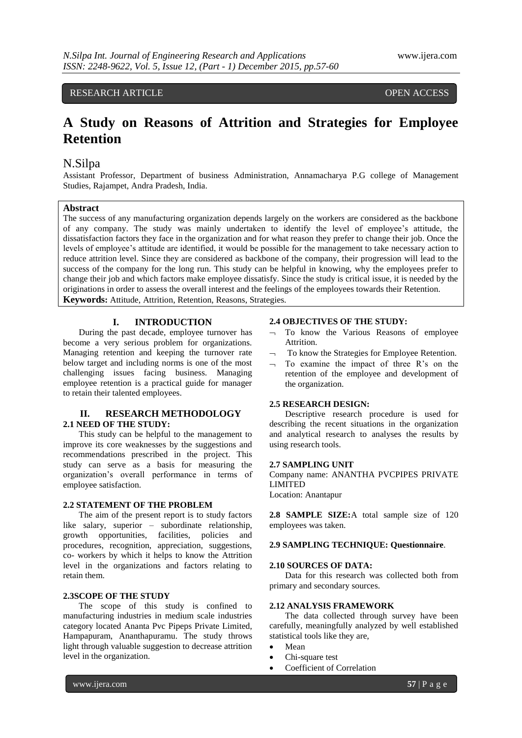RESEARCH ARTICLE OPEN ACCESS

# A Study on Reasons of Attrition and Strategies for Employee Retention

## N.Silpa

Assistant Professor, Department of business Administration, Annamacharya P.G college of Management Studies, Rajampet, Andra Pradesh, India.

**Abstract**

The success of any manufacturing organization depends largely on the workers are considered as the backbone of any company. The study was mainly undertaken to identify the level of employee's attitude, the dissatisfaction factors they face in the organization and for what reason they prefer to change their job. Once the levels of employee's attitude are identified, it would be possible for the management to take necessary action to reduce attrition level. Since they are considered as backbone of the company, their progression will lead to the success of the company for the long run. This study can be helpful in knowing, why the employees prefer to change their job and which factors make employee dissatisfy. Since the study is critical issue, it is needed by the originations in order to assess the overall interest and the feelings of the employees towards their Retention.

**Keywords:** Attitude, Attrition, Retention, Reasons, Strategies.

## I. INTRODUCTION

During the past decade, employee turnover has become a very serious problem for organizations. Managing retention and keeping the turnover rate below target and including norms is one of the most challenging issues facing business. Managing employee retention is a practical guide for manager to retain their talented employees.

## II. RESEARCH METHODOLOGY

### 2.1 NEED OF THE STUDY:

This study can be helpful to the management to improve its core weaknesses by the suggestions and recommendations prescribed in the project. This study can serve as a basis for measuring the organization's overall performance in terms of employee satisfaction.

### 2.2 STATEMENT OF THE PROBLEM

The aim of the present report is to study factors like salary, superior – subordinate relationship, growth opportunities, facilities, policies and procedures, recognition, appreciation, suggestions, co- workers by which it helps to know the Attrition level in the organizations and factors relating to retain them.

### 2.3SCOPE OF THE STUDY

The scope of this study is confined to manufacturing industries in medium scale industries category located Ananta Pvc Pipeps Private Limited, Hampapuram, Ananthapuramu. The study throws light through valuable suggestion to decrease attrition level in the organization.

### 2.4 OBJECTIVES OF THE STUDY:

- To know the Various Reasons of employee Attrition.
- To know the Strategies for Employee Retention.
- To examine the impact of three R's on the retention of the employee and development of the organization.

### 2.5 RESEARCH DESIGN:

Descriptive research procedure is used for describing the recent situations in the organization and analytical research to analyses the results by using research tools.

### 2.7 SAMPLING UNIT

Company name: ANANTHA PVCPIPES PRIVATE LIMITED
Location: Anantapur

**2.8 SAMPLE SIZE:**A total sample size of 120 employees was taken.

### 2.9 SAMPLING TECHNIQUE: Questionnaire.

### 2.10 SOURCES OF DATA:

Data for this research was collected both from primary and secondary sources.

### 2.12 ANALYSIS FRAMEWORK

The data collected through survey have been carefully, meaningfully analyzed by well established statistical tools like they are,

- Mean
- Chi-square test
- Coefficient of Correlation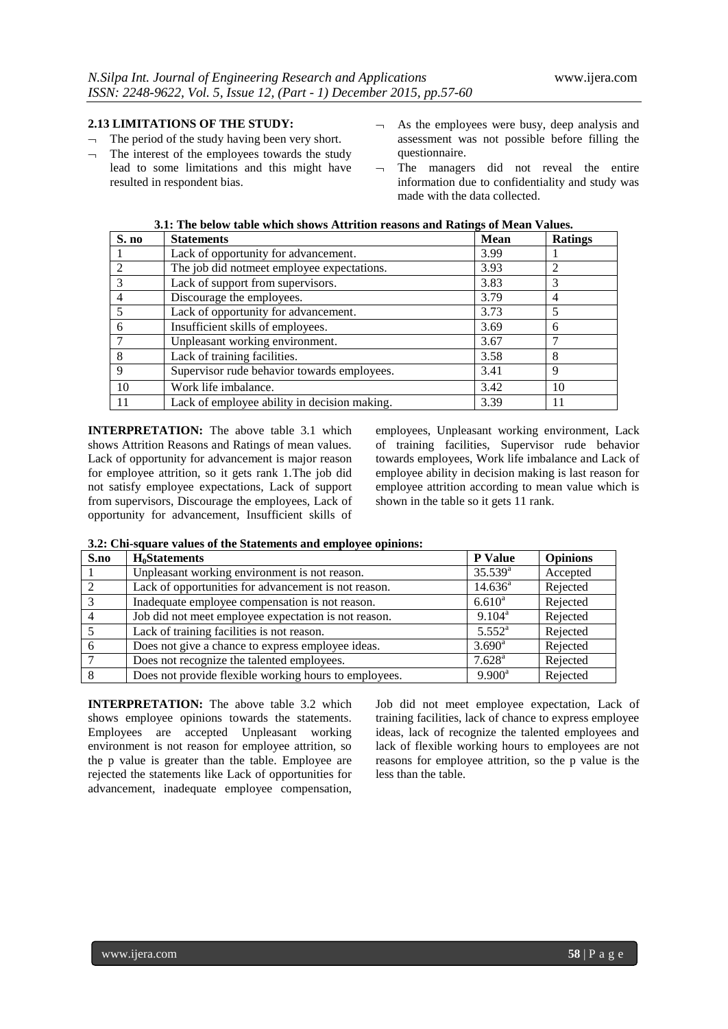### 2.13 LIMITATIONS OF THE STUDY:

- The period of the study having been very short.
- The interest of the employees towards the study lead to some limitations and this might have resulted in respondent bias.
- As the employees were busy, deep analysis and assessment was not possible before filling the questionnaire.
- The managers did not reveal the entire information due to confidentiality and study was made with the data collected.

**3.1: The below table which shows Attrition reasons and Ratings of Mean Values.**

| S. no | Statements | Mean | Ratings |
|---|---|---|---|
| 1 | Lack of opportunity for advancement. | 3.99 | 1 |
| 2 | The job did notmeet employee expectations. | 3.93 | 2 |
| 3 | Lack of support from supervisors. | 3.83 | 3 |
| 4 | Discourage the employees. | 3.79 | 4 |
| 5 | Lack of opportunity for advancement. | 3.73 | 5 |
| 6 | Insufficient skills of employees. | 3.69 | 6 |
| 7 | Unpleasant working environment. | 3.67 | 7 |
| 8 | Lack of training facilities. | 3.58 | 8 |
| 9 | Supervisor rude behavior towards employees. | 3.41 | 9 |
| 10 | Work life imbalance. | 3.42 | 10 |
| 11 | Lack of employee ability in decision making. | 3.39 | 11 |

**INTERPRETATION:** The above table 3.1 which shows Attrition Reasons and Ratings of mean values. Lack of opportunity for advancement is major reason for employee attrition, so it gets rank 1.The job did not satisfy employee expectations, Lack of support from supervisors, Discourage the employees, Lack of opportunity for advancement, Insufficient skills of employees, Unpleasant working environment, Lack of training facilities, Supervisor rude behavior towards employees, Work life imbalance and Lack of employee ability in decision making is last reason for employee attrition according to mean value which is shown in the table so it gets 11 rank.

**3.2: Chi-square values of the Statements and employee opinions:**

| S.no | $H_0$Statements | P Value | Opinions |
|---|---|---|---|
| 1 | Unpleasant working environment is not reason. | 35.539[a] | Accepted |
| 2 | Lack of opportunities for advancement is not reason. | 14.636[a] | Rejected |
| 3 | Inadequate employee compensation is not reason. | 6.610[a] | Rejected |
| 4 | Job did not meet employee expectation is not reason. | 9.104[a] | Rejected |
| 5 | Lack of training facilities is not reason. | 5.552[a] | Rejected |
| 6 | Does not give a chance to express employee ideas. | 3.690[a] | Rejected |
| 7 | Does not recognize the talented employees. | 7.628[a] | Rejected |
| 8 | Does not provide flexible working hours to employees. | 9.900[a] | Rejected |

**INTERPRETATION:** The above table 3.2 which shows employee opinions towards the statements. Employees are accepted Unpleasant working environment is not reason for employee attrition, so the p value is greater than the table. Employee are rejected the statements like Lack of opportunities for advancement, inadequate employee compensation, Job did not meet employee expectation, Lack of training facilities, lack of chance to express employee ideas, lack of recognize the talented employees and lack of flexible working hours to employees are not reasons for employee attrition, so the p value is the less than the table.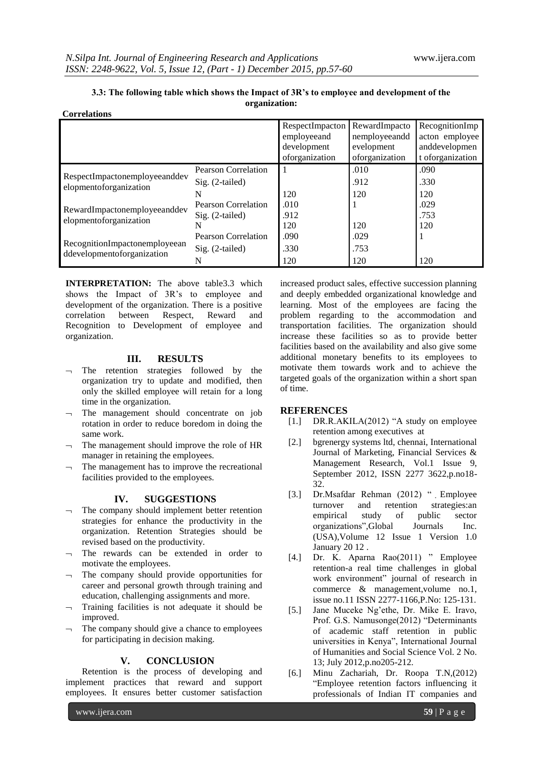**3.3: The following table which shows the Impact of 3R's to employee and development of the organization:**

**Correlations**

| | | RespectImpactonemployeeanddevelopmentoforganization | RewardImpactonemployeeanddevelopmentoforganization | RecognitionImpactonemployeeanddevelopmentoforganization |
|---|---|---|---|---|
| RespectImpactonemployeeanddevelopmentoforganization | Pearson Correlation | 1 | .010 | .090 |
| | Sig. (2-tailed) | | .912 | .330 |
| | N | 120 | 120 | 120 |
| RewardImpactonemployeeanddevelopmentoforganization | Pearson Correlation | .010 | 1 | .029 |
| | Sig. (2-tailed) | .912 | | .753 |
| | N | 120 | 120 | 120 |
| RecognitionImpactonemployeeanddevelopmentoforganization | Pearson Correlation | .090 | .029 | 1 |
| | Sig. (2-tailed) | .330 | .753 | |
| | N | 120 | 120 | 120 |

**INTERPRETATION:** The above table3.3 which shows the Impact of 3R's to employee and development of the organization. There is a positive correlation between Respect, Reward and Recognition to Development of employee and organization.

## III. RESULTS

- The retention strategies followed by the organization try to update and modified, then only the skilled employee will retain for a long time in the organization.
- The management should concentrate on job rotation in order to reduce boredom in doing the same work.
- The management should improve the role of HR manager in retaining the employees.
- The management has to improve the recreational facilities provided to the employees.

## IV. SUGGESTIONS

- The company should implement better retention strategies for enhance the productivity in the organization. Retention Strategies should be revised based on the productivity.
- The rewards can be extended in order to motivate the employees.
- The company should provide opportunities for career and personal growth through training and education, challenging assignments and more.
- Training facilities is not adequate it should be improved.
- The company should give a chance to employees for participating in decision making.

## V. CONCLUSION

Retention is the process of developing and implement practices that reward and support employees. It ensures better customer satisfaction increased product sales, effective succession planning and deeply embedded organizational knowledge and learning. Most of the employees are facing the problem regarding to the accommodation and transportation facilities. The organization should increase these facilities so as to provide better facilities based on the availability and also give some additional monetary benefits to its employees to motivate them towards work and to achieve the targeted goals of the organization within a short span of time.

## REFERENCES

[1.] DR.R.AKILA(2012) "A study on employee retention among executives at

[2.] bgrenergy systems ltd, chennai, International Journal of Marketing, Financial Services & Management Research, Vol.1 Issue 9, September 2012, ISSN 2277 3622,p.no18-32.

[3.] Dr.Msafdar Rehman (2012) " Employee turnover and retention strategies:an empirical study of public sector organizations",Global Journals Inc. (USA),Volume 12 Issue 1 Version 1.0 January 20 12 .

[4.] Dr. K. Aparna Rao(2011) " Employee retention-a real time challenges in global work environment" journal of research in commerce & management,volume no.1, issue no.11 ISSN 2277-1166,P.No: 125-131.

[5.] Jane Muceke Ng'ethe, Dr. Mike E. Iravo, Prof. G.S. Namusonge(2012) "Determinants of academic staff retention in public universities in Kenya", International Journal of Humanities and Social Science Vol. 2 No. 13; July 2012,p.no205-212.

[6.] Minu Zachariah, Dr. Roopa T.N,(2012) "Employee retention factors influencing it professionals of Indian IT companies and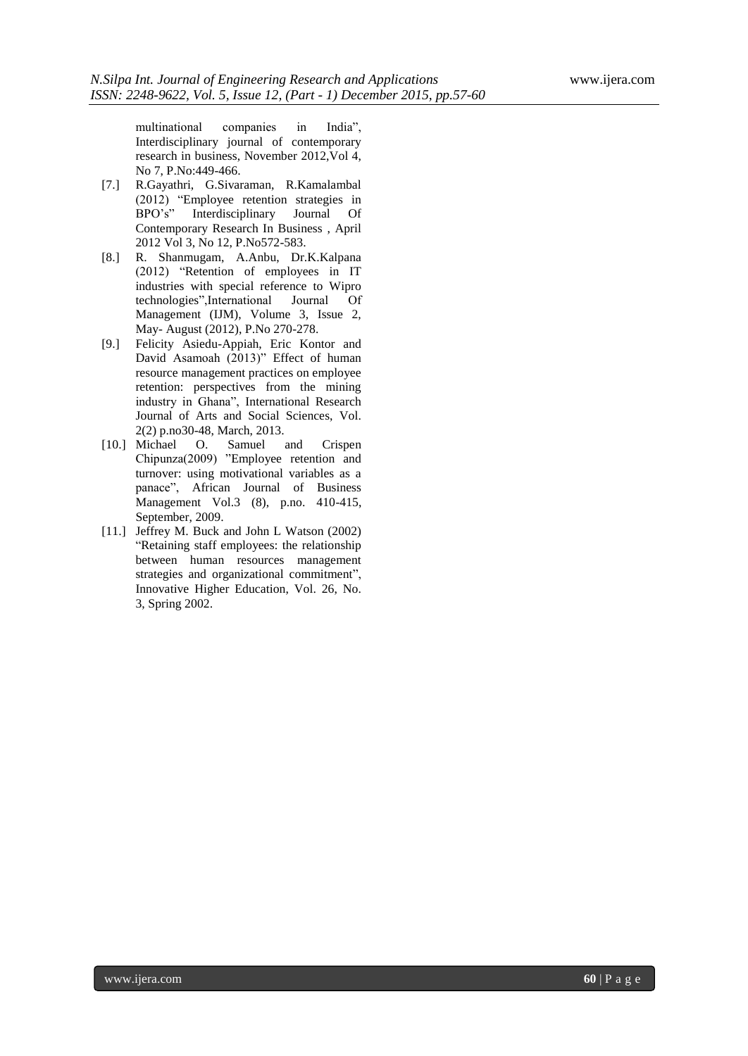multinational companies in India", Interdisciplinary journal of contemporary research in business, November 2012,Vol 4, No 7, P.No:449-466.

[7.] R.Gayathri, G.Sivaraman, R.Kamalambal (2012) "Employee retention strategies in BPO's" Interdisciplinary Journal Of Contemporary Research In Business , April 2012 Vol 3, No 12, P.No572-583.

[8.] R. Shanmugam, A.Anbu, Dr.K.Kalpana (2012) "Retention of employees in IT industries with special reference to Wipro technologies",International Journal Of Management (IJM), Volume 3, Issue 2, May- August (2012), P.No 270-278.

[9.] Felicity Asiedu-Appiah, Eric Kontor and David Asamoah (2013)" Effect of human resource management practices on employee retention: perspectives from the mining industry in Ghana", International Research Journal of Arts and Social Sciences, Vol. 2(2) p.no30-48, March, 2013.

[10.] Michael O. Samuel and Crispen Chipunza(2009) "Employee retention and turnover: using motivational variables as a panace", African Journal of Business Management Vol.3 (8), p.no. 410-415, September, 2009.

[11.] Jeffrey M. Buck and John L Watson (2002) "Retaining staff employees: the relationship between human resources management strategies and organizational commitment", Innovative Higher Education, Vol. 26, No. 3, Spring 2002.